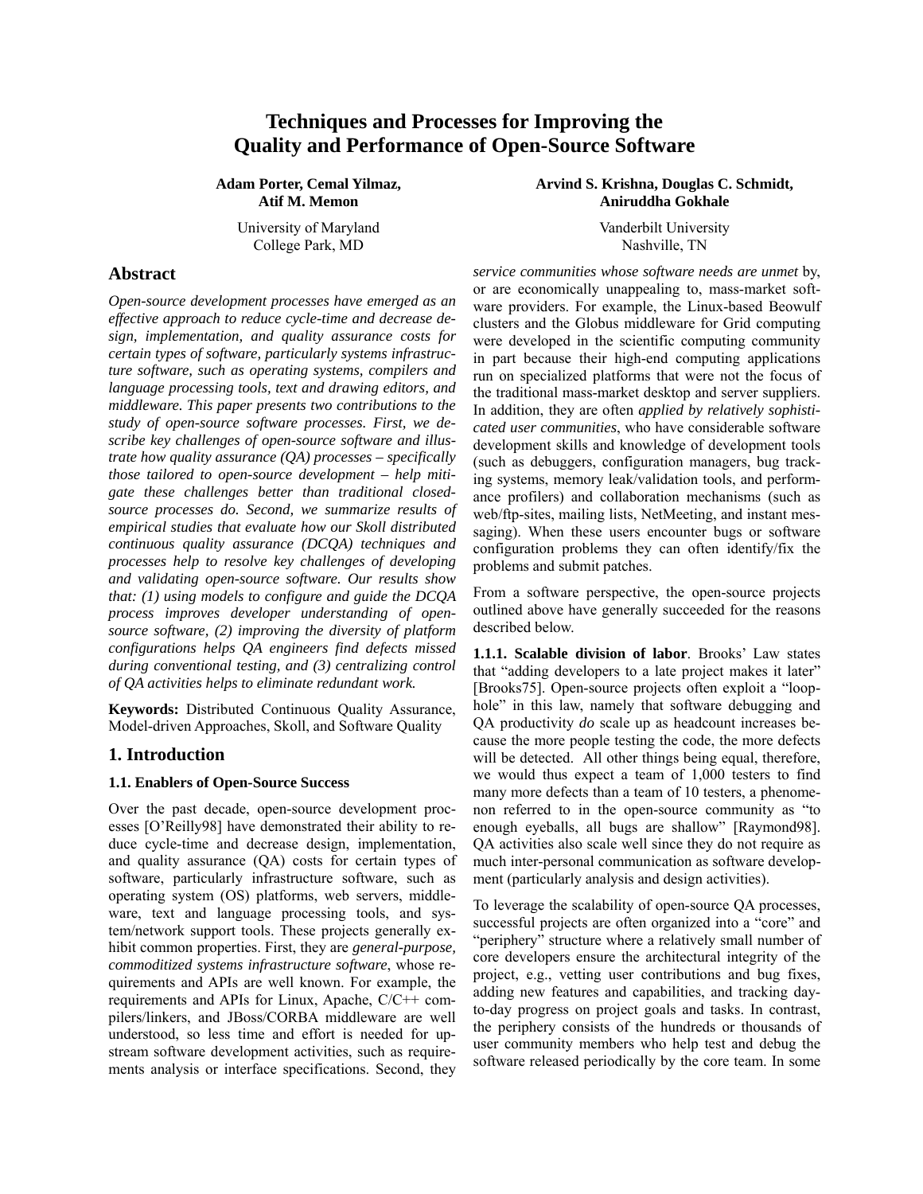# Techniques and Processes for Improving the Quality and Performance of Open-Source Software

**Adam Porter, Cemal Yilmaz, Atif M. Memon**

University of Maryland
College Park, MD

**Arvind S. Krishna, Douglas C. Schmidt, Aniruddha Gokhale**

Vanderbilt University
Nashville, TN

## Abstract

*Open-source development processes have emerged as an effective approach to reduce cycle-time and decrease design, implementation, and quality assurance costs for certain types of software, particularly systems infrastructure software, such as operating systems, compilers and language processing tools, text and drawing editors, and middleware. This paper presents two contributions to the study of open-source software processes. First, we describe key challenges of open-source software and illustrate how quality assurance (QA) processes – specifically those tailored to open-source development – help mitigate these challenges better than traditional closed-source processes do. Second, we summarize results of empirical studies that evaluate how our Skoll distributed continuous quality assurance (DCQA) techniques and processes help to resolve key challenges of developing and validating open-source software. Our results show that: (1) using models to configure and guide the DCQA process improves developer understanding of open-source software, (2) improving the diversity of platform configurations helps QA engineers find defects missed during conventional testing, and (3) centralizing control of QA activities helps to eliminate redundant work.*

**Keywords:** Distributed Continuous Quality Assurance, Model-driven Approaches, Skoll, and Software Quality

## 1. Introduction

### 1.1. Enablers of Open-Source Success

Over the past decade, open-source development processes [O'Reilly98] have demonstrated their ability to reduce cycle-time and decrease design, implementation, and quality assurance (QA) costs for certain types of software, particularly infrastructure software, such as operating system (OS) platforms, web servers, middleware, text and language processing tools, and system/network support tools. These projects generally exhibit common properties. First, they are *general-purpose, commoditized systems infrastructure software*, whose requirements and APIs are well known. For example, the requirements and APIs for Linux, Apache, C/C++ compilers/linkers, and JBoss/CORBA middleware are well understood, so less time and effort is needed for upstream software development activities, such as requirements analysis or interface specifications. Second, they *service communities whose software needs are unmet* by, or are economically unappealing to, mass-market software providers. For example, the Linux-based Beowulf clusters and the Globus middleware for Grid computing were developed in the scientific computing community in part because their high-end computing applications run on specialized platforms that were not the focus of the traditional mass-market desktop and server suppliers. In addition, they are often *applied by relatively sophisticated user communities*, who have considerable software development skills and knowledge of development tools (such as debuggers, configuration managers, bug tracking systems, memory leak/validation tools, and performance profilers) and collaboration mechanisms (such as web/ftp-sites, mailing lists, NetMeeting, and instant messaging). When these users encounter bugs or software configuration problems they can often identify/fix the problems and submit patches.

From a software perspective, the open-source projects outlined above have generally succeeded for the reasons described below.

**1.1.1. Scalable division of labor**. Brooks' Law states that "adding developers to a late project makes it later" [Brooks75]. Open-source projects often exploit a "loophole" in this law, namely that software debugging and QA productivity *do* scale up as headcount increases because the more people testing the code, the more defects will be detected. All other things being equal, therefore, we would thus expect a team of 1,000 testers to find many more defects than a team of 10 testers, a phenomenon referred to in the open-source community as "to enough eyeballs, all bugs are shallow" [Raymond98]. QA activities also scale well since they do not require as much inter-personal communication as software development (particularly analysis and design activities).

To leverage the scalability of open-source QA processes, successful projects are often organized into a "core" and "periphery" structure where a relatively small number of core developers ensure the architectural integrity of the project, e.g., vetting user contributions and bug fixes, adding new features and capabilities, and tracking day-to-day progress on project goals and tasks. In contrast, the periphery consists of the hundreds or thousands of user community members who help test and debug the software released periodically by the core team. In some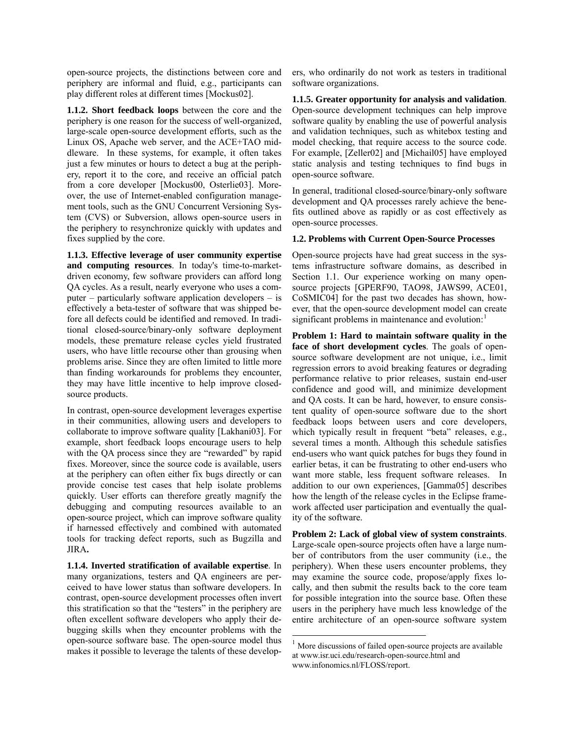open-source projects, the distinctions between core and periphery are informal and fluid, e.g., participants can play different roles at different times [Mockus02].

**1.1.2. Short feedback loops** between the core and the periphery is one reason for the success of well-organized, large-scale open-source development efforts, such as the Linux OS, Apache web server, and the ACE+TAO middleware. In these systems, for example, it often takes just a few minutes or hours to detect a bug at the periphery, report it to the core, and receive an official patch from a core developer [Mockus00, Osterlie03]. Moreover, the use of Internet-enabled configuration management tools, such as the GNU Concurrent Versioning System (CVS) or Subversion, allows open-source users in the periphery to resynchronize quickly with updates and fixes supplied by the core.

**1.1.3. Effective leverage of user community expertise and computing resources**. In today's time-to-market-driven economy, few software providers can afford long QA cycles. As a result, nearly everyone who uses a computer – particularly software application developers – is effectively a beta-tester of software that was shipped before all defects could be identified and removed. In traditional closed-source/binary-only software deployment models, these premature release cycles yield frustrated users, who have little recourse other than grousing when problems arise. Since they are often limited to little more than finding workarounds for problems they encounter, they may have little incentive to help improve closed-source products.

In contrast, open-source development leverages expertise in their communities, allowing users and developers to collaborate to improve software quality [Lakhani03]. For example, short feedback loops encourage users to help with the QA process since they are "rewarded" by rapid fixes. Moreover, since the source code is available, users at the periphery can often either fix bugs directly or can provide concise test cases that help isolate problems quickly. User efforts can therefore greatly magnify the debugging and computing resources available to an open-source project, which can improve software quality if harnessed effectively and combined with automated tools for tracking defect reports, such as Bugzilla and JIRA**.**

**1.1.4. Inverted stratification of available expertise**. In many organizations, testers and QA engineers are perceived to have lower status than software developers. In contrast, open-source development processes often invert this stratification so that the "testers" in the periphery are often excellent software developers who apply their debugging skills when they encounter problems with the open-source software base. The open-source model thus makes it possible to leverage the talents of these developers, who ordinarily do not work as testers in traditional software organizations.

**1.1.5. Greater opportunity for analysis and validation**. Open-source development techniques can help improve software quality by enabling the use of powerful analysis and validation techniques, such as whitebox testing and model checking, that require access to the source code. For example, [Zeller02] and [Michail05] have employed static analysis and testing techniques to find bugs in open-source software.

In general, traditional closed-source/binary-only software development and QA processes rarely achieve the benefits outlined above as rapidly or as cost effectively as open-source processes.

### 1.2. Problems with Current Open-Source Processes

Open-source projects have had great success in the systems infrastructure software domains, as described in Section 1.1. Our experience working on many open-source projects [GPERF90, TAO98, JAWS99, ACE01, CoSMIC04] for the past two decades has shown, however, that the open-source development model can create significant problems in maintenance and evolution:[1]

**Problem 1: Hard to maintain software quality in the face of short development cycles**. The goals of open-source software development are not unique, i.e., limit regression errors to avoid breaking features or degrading performance relative to prior releases, sustain end-user confidence and good will, and minimize development and QA costs. It can be hard, however, to ensure consistent quality of open-source software due to the short feedback loops between users and core developers, which typically result in frequent "beta" releases, e.g., several times a month. Although this schedule satisfies end-users who want quick patches for bugs they found in earlier betas, it can be frustrating to other end-users who want more stable, less frequent software releases. In addition to our own experiences, [Gamma05] describes how the length of the release cycles in the Eclipse framework affected user participation and eventually the quality of the software.

**Problem 2: Lack of global view of system constraints**. Large-scale open-source projects often have a large number of contributors from the user community (i.e., the periphery). When these users encounter problems, they may examine the source code, propose/apply fixes locally, and then submit the results back to the core team for possible integration into the source base. Often these users in the periphery have much less knowledge of the entire architecture of an open-source software system

[1] More discussions of failed open-source projects are available at www.isr.uci.edu/research-open-source.html and www.infonomics.nl/FLOSS/report.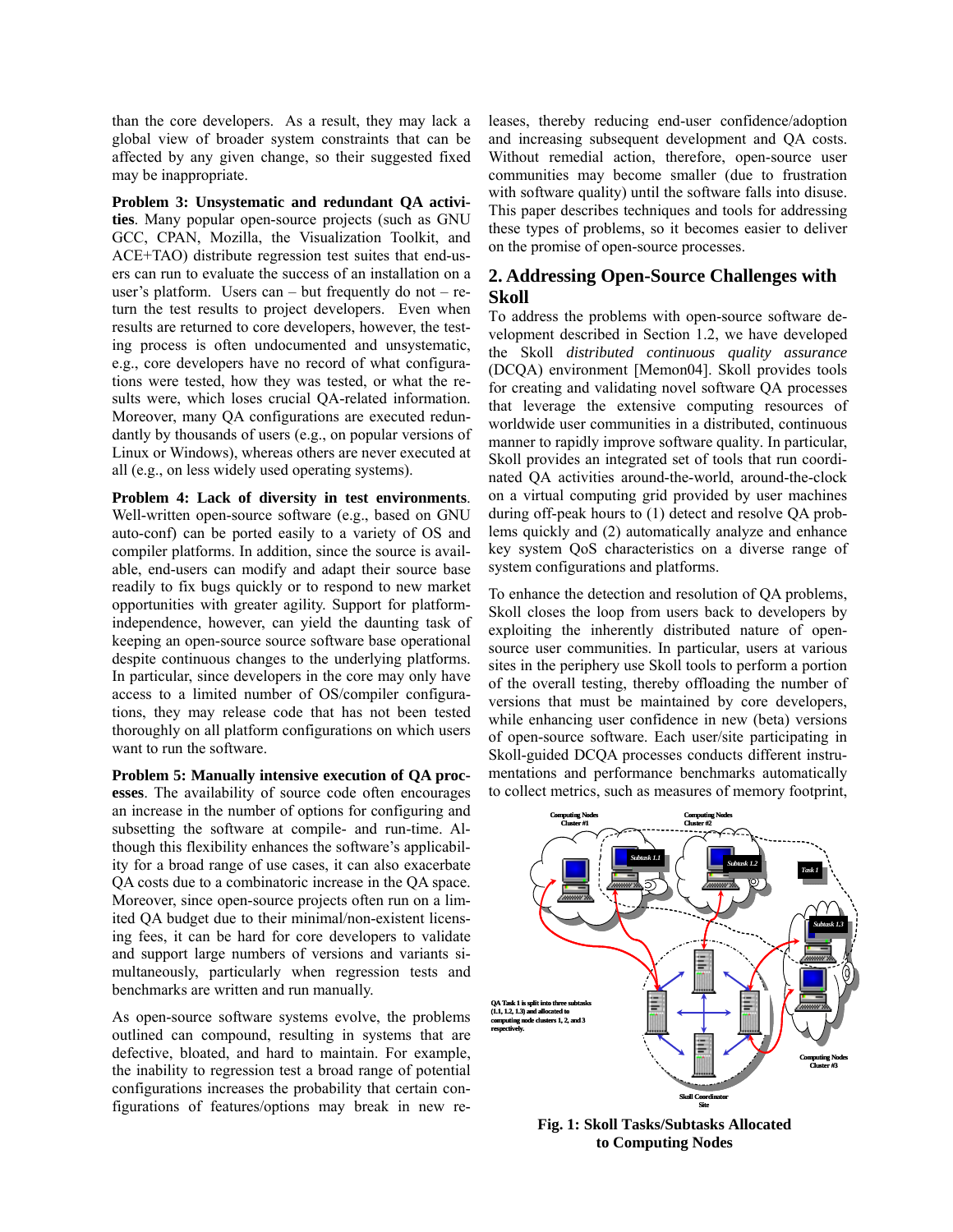than the core developers. As a result, they may lack a global view of broader system constraints that can be affected by any given change, so their suggested fixed may be inappropriate.

**Problem 3: Unsystematic and redundant QA activities**. Many popular open-source projects (such as GNU GCC, CPAN, Mozilla, the Visualization Toolkit, and ACE+TAO) distribute regression test suites that end-users can run to evaluate the success of an installation on a user's platform. Users can – but frequently do not – return the test results to project developers. Even when results are returned to core developers, however, the testing process is often undocumented and unsystematic, e.g., core developers have no record of what configurations were tested, how they was tested, or what the results were, which loses crucial QA-related information. Moreover, many QA configurations are executed redundantly by thousands of users (e.g., on popular versions of Linux or Windows), whereas others are never executed at all (e.g., on less widely used operating systems).

**Problem 4: Lack of diversity in test environments**. Well-written open-source software (e.g., based on GNU auto-conf) can be ported easily to a variety of OS and compiler platforms. In addition, since the source is available, end-users can modify and adapt their source base readily to fix bugs quickly or to respond to new market opportunities with greater agility. Support for platform-independence, however, can yield the daunting task of keeping an open-source source software base operational despite continuous changes to the underlying platforms. In particular, since developers in the core may only have access to a limited number of OS/compiler configurations, they may release code that has not been tested thoroughly on all platform configurations on which users want to run the software.

**Problem 5: Manually intensive execution of QA processes**. The availability of source code often encourages an increase in the number of options for configuring and subsetting the software at compile- and run-time. Although this flexibility enhances the software's applicability for a broad range of use cases, it can also exacerbate QA costs due to a combinatoric increase in the QA space. Moreover, since open-source projects often run on a limited QA budget due to their minimal/non-existent licensing fees, it can be hard for core developers to validate and support large numbers of versions and variants simultaneously, particularly when regression tests and benchmarks are written and run manually.

As open-source software systems evolve, the problems outlined can compound, resulting in systems that are defective, bloated, and hard to maintain. For example, the inability to regression test a broad range of potential configurations increases the probability that certain configurations of features/options may break in new releases, thereby reducing end-user confidence/adoption and increasing subsequent development and QA costs. Without remedial action, therefore, open-source user communities may become smaller (due to frustration with software quality) until the software falls into disuse. This paper describes techniques and tools for addressing these types of problems, so it becomes easier to deliver on the promise of open-source processes.

## 2. Addressing Open-Source Challenges with Skoll

To address the problems with open-source software development described in Section 1.2, we have developed the Skoll *distributed continuous quality assurance* (DCQA) environment [Memon04]. Skoll provides tools for creating and validating novel software QA processes that leverage the extensive computing resources of worldwide user communities in a distributed, continuous manner to rapidly improve software quality. In particular, Skoll provides an integrated set of tools that run coordinated QA activities around-the-world, around-the-clock on a virtual computing grid provided by user machines during off-peak hours to (1) detect and resolve QA problems quickly and (2) automatically analyze and enhance key system QoS characteristics on a diverse range of system configurations and platforms.

To enhance the detection and resolution of QA problems, Skoll closes the loop from users back to developers by exploiting the inherently distributed nature of open-source user communities. In particular, users at various sites in the periphery use Skoll tools to perform a portion of the overall testing, thereby offloading the number of versions that must be maintained by core developers, while enhancing user confidence in new (beta) versions of open-source software. Each user/site participating in Skoll-guided DCQA processes conducts different instrumentations and performance benchmarks automatically to collect metrics, such as measures of memory footprint,

**Fig. 1: Skoll Tasks/Subtasks Allocated to Computing Nodes**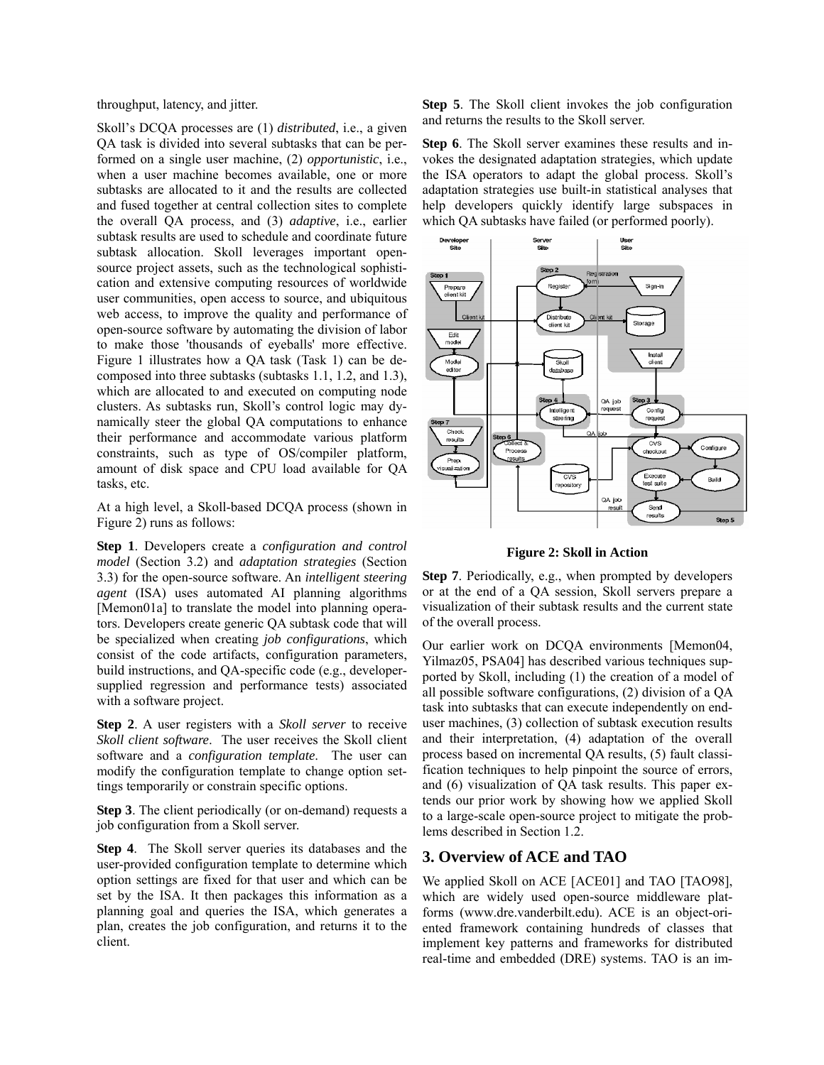throughput, latency, and jitter.

Skoll's DCQA processes are (1) *distributed*, i.e., a given QA task is divided into several subtasks that can be performed on a single user machine, (2) *opportunistic*, i.e., when a user machine becomes available, one or more subtasks are allocated to it and the results are collected and fused together at central collection sites to complete the overall QA process, and (3) *adaptive*, i.e., earlier subtask results are used to schedule and coordinate future subtask allocation. Skoll leverages important open-source project assets, such as the technological sophistication and extensive computing resources of worldwide user communities, open access to source, and ubiquitous web access, to improve the quality and performance of open-source software by automating the division of labor to make those 'thousands of eyeballs' more effective. Figure 1 illustrates how a QA task (Task 1) can be decomposed into three subtasks (subtasks 1.1, 1.2, and 1.3), which are allocated to and executed on computing node clusters. As subtasks run, Skoll's control logic may dynamically steer the global QA computations to enhance their performance and accommodate various platform constraints, such as type of OS/compiler platform, amount of disk space and CPU load available for QA tasks, etc.

At a high level, a Skoll-based DCQA process (shown in Figure 2) runs as follows:

**Step 1**. Developers create a *configuration and control model* (Section 3.2) and *adaptation strategies* (Section 3.3) for the open-source software. An *intelligent steering agent* (ISA) uses automated AI planning algorithms [Memon01a] to translate the model into planning operators. Developers create generic QA subtask code that will be specialized when creating *job configurations*, which consist of the code artifacts, configuration parameters, build instructions, and QA-specific code (e.g., developer-supplied regression and performance tests) associated with a software project.

**Step 2**. A user registers with a *Skoll server* to receive *Skoll client software*. The user receives the Skoll client software and a *configuration template*. The user can modify the configuration template to change option settings temporarily or constrain specific options.

**Step 3**. The client periodically (or on-demand) requests a job configuration from a Skoll server.

**Step 4**. The Skoll server queries its databases and the user-provided configuration template to determine which option settings are fixed for that user and which can be set by the ISA. It then packages this information as a planning goal and queries the ISA, which generates a plan, creates the job configuration, and returns it to the client.

**Step 5**. The Skoll client invokes the job configuration and returns the results to the Skoll server.

**Step 6**. The Skoll server examines these results and invokes the designated adaptation strategies, which update the ISA operators to adapt the global process. Skoll's adaptation strategies use built-in statistical analyses that help developers quickly identify large subspaces in which QA subtasks have failed (or performed poorly).

**Figure 2: Skoll in Action**

**Step 7**. Periodically, e.g., when prompted by developers or at the end of a QA session, Skoll servers prepare a visualization of their subtask results and the current state of the overall process.

Our earlier work on DCQA environments [Memon04, Yilmaz05, PSA04] has described various techniques supported by Skoll, including (1) the creation of a model of all possible software configurations, (2) division of a QA task into subtasks that can execute independently on end-user machines, (3) collection of subtask execution results and their interpretation, (4) adaptation of the overall process based on incremental QA results, (5) fault classification techniques to help pinpoint the source of errors, and (6) visualization of QA task results. This paper extends our prior work by showing how we applied Skoll to a large-scale open-source project to mitigate the problems described in Section 1.2.

## 3. Overview of ACE and TAO

We applied Skoll on ACE [ACE01] and TAO [TAO98], which are widely used open-source middleware platforms (www.dre.vanderbilt.edu). ACE is an object-oriented framework containing hundreds of classes that implement key patterns and frameworks for distributed real-time and embedded (DRE) systems. TAO is an im-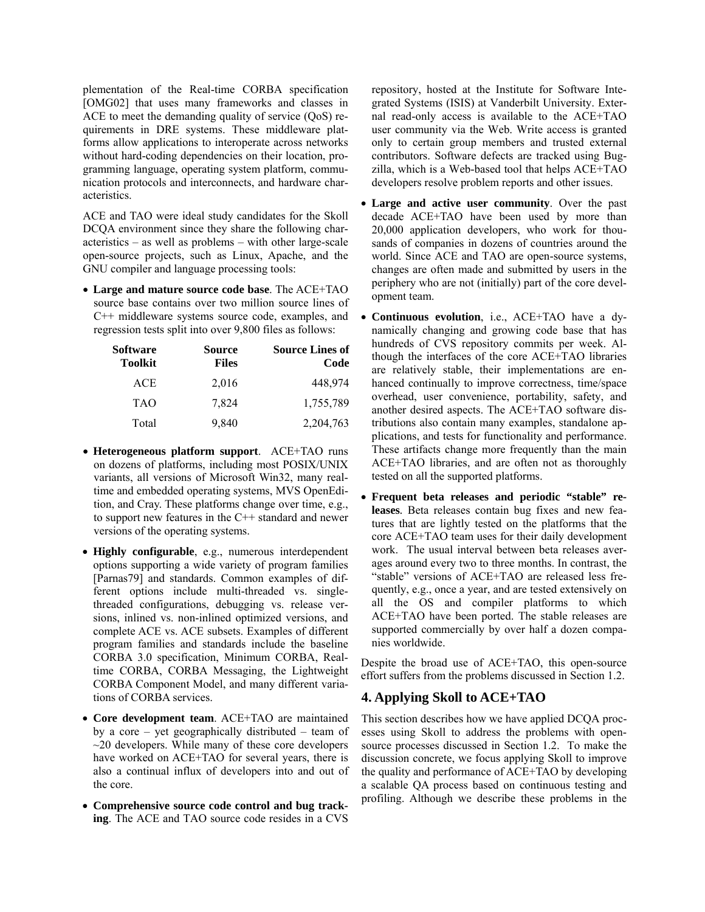plementation of the Real-time CORBA specification [OMG02] that uses many frameworks and classes in ACE to meet the demanding quality of service (QoS) requirements in DRE systems. These middleware platforms allow applications to interoperate across networks without hard-coding dependencies on their location, programming language, operating system platform, communication protocols and interconnects, and hardware characteristics.

ACE and TAO were ideal study candidates for the Skoll DCQA environment since they share the following characteristics – as well as problems – with other large-scale open-source projects, such as Linux, Apache, and the GNU compiler and language processing tools:

- **Large and mature source code base**. The ACE+TAO source base contains over two million source lines of C++ middleware systems source code, examples, and regression tests split into over 9,800 files as follows:

| Software Toolkit | Source Files | Source Lines of Code |
|---|---|---|
| ACE | 2,016 | 448,974 |
| TAO | 7,824 | 1,755,789 |
| Total | 9,840 | 2,204,763 |

- **Heterogeneous platform support**. ACE+TAO runs on dozens of platforms, including most POSIX/UNIX variants, all versions of Microsoft Win32, many real-time and embedded operating systems, MVS OpenEdition, and Cray. These platforms change over time, e.g., to support new features in the C++ standard and newer versions of the operating systems.
- **Highly configurable**, e.g., numerous interdependent options supporting a wide variety of program families [Parnas79] and standards. Common examples of different options include multi-threaded vs. single-threaded configurations, debugging vs. release versions, inlined vs. non-inlined optimized versions, and complete ACE vs. ACE subsets. Examples of different program families and standards include the baseline CORBA 3.0 specification, Minimum CORBA, Real-time CORBA, CORBA Messaging, the Lightweight CORBA Component Model, and many different variations of CORBA services.
- **Core development team**. ACE+TAO are maintained by a core – yet geographically distributed – team of ~20 developers. While many of these core developers have worked on ACE+TAO for several years, there is also a continual influx of developers into and out of the core.
- **Comprehensive source code control and bug tracking**. The ACE and TAO source code resides in a CVS repository, hosted at the Institute for Software Integrated Systems (ISIS) at Vanderbilt University. External read-only access is available to the ACE+TAO user community via the Web. Write access is granted only to certain group members and trusted external contributors. Software defects are tracked using Bugzilla, which is a Web-based tool that helps ACE+TAO developers resolve problem reports and other issues.
- **Large and active user community**. Over the past decade ACE+TAO have been used by more than 20,000 application developers, who work for thousands of companies in dozens of countries around the world. Since ACE and TAO are open-source systems, changes are often made and submitted by users in the periphery who are not (initially) part of the core development team.
- **Continuous evolution**, i.e., ACE+TAO have a dynamically changing and growing code base that has hundreds of CVS repository commits per week. Although the interfaces of the core ACE+TAO libraries are relatively stable, their implementations are enhanced continually to improve correctness, time/space overhead, user convenience, portability, safety, and another desired aspects. The ACE+TAO software distributions also contain many examples, standalone applications, and tests for functionality and performance. These artifacts change more frequently than the main ACE+TAO libraries, and are often not as thoroughly tested on all the supported platforms.
- **Frequent beta releases and periodic "stable" releases**. Beta releases contain bug fixes and new features that are lightly tested on the platforms that the core ACE+TAO team uses for their daily development work. The usual interval between beta releases averages around every two to three months. In contrast, the "stable" versions of ACE+TAO are released less frequently, e.g., once a year, and are tested extensively on all the OS and compiler platforms to which ACE+TAO have been ported. The stable releases are supported commercially by over half a dozen companies worldwide.

Despite the broad use of ACE+TAO, this open-source effort suffers from the problems discussed in Section 1.2.

## 4. Applying Skoll to ACE+TAO

This section describes how we have applied DCQA processes using Skoll to address the problems with open-source processes discussed in Section 1.2. To make the discussion concrete, we focus applying Skoll to improve the quality and performance of ACE+TAO by developing a scalable QA process based on continuous testing and profiling. Although we describe these problems in the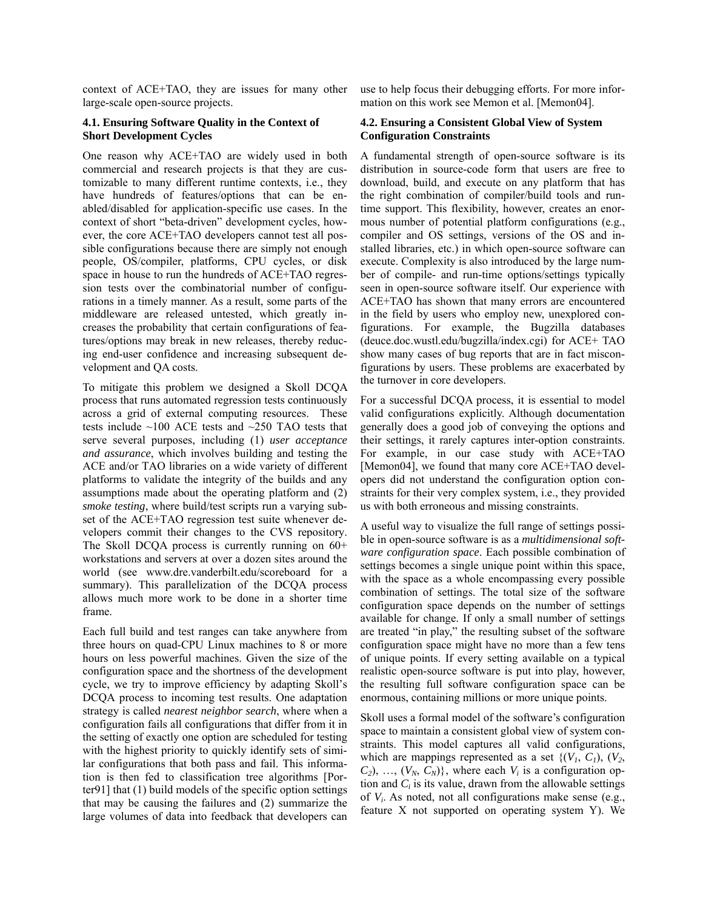context of ACE+TAO, they are issues for many other large-scale open-source projects.

### 4.1. Ensuring Software Quality in the Context of Short Development Cycles

One reason why ACE+TAO are widely used in both commercial and research projects is that they are customizable to many different runtime contexts, i.e., they have hundreds of features/options that can be enabled/disabled for application-specific use cases. In the context of short "beta-driven" development cycles, however, the core ACE+TAO developers cannot test all possible configurations because there are simply not enough people, OS/compiler, platforms, CPU cycles, or disk space in house to run the hundreds of ACE+TAO regression tests over the combinatorial number of configurations in a timely manner. As a result, some parts of the middleware are released untested, which greatly increases the probability that certain configurations of features/options may break in new releases, thereby reducing end-user confidence and increasing subsequent development and QA costs.

To mitigate this problem we designed a Skoll DCQA process that runs automated regression tests continuously across a grid of external computing resources. These tests include ~100 ACE tests and ~250 TAO tests that serve several purposes, including (1) *user acceptance and assurance*, which involves building and testing the ACE and/or TAO libraries on a wide variety of different platforms to validate the integrity of the builds and any assumptions made about the operating platform and (2) *smoke testing*, where build/test scripts run a varying subset of the ACE+TAO regression test suite whenever developers commit their changes to the CVS repository. The Skoll DCQA process is currently running on 60+ workstations and servers at over a dozen sites around the world (see www.dre.vanderbilt.edu/scoreboard for a summary). This parallelization of the DCQA process allows much more work to be done in a shorter time frame.

Each full build and test ranges can take anywhere from three hours on quad-CPU Linux machines to 8 or more hours on less powerful machines. Given the size of the configuration space and the shortness of the development cycle, we try to improve efficiency by adapting Skoll's DCQA process to incoming test results. One adaptation strategy is called *nearest neighbor search*, where when a configuration fails all configurations that differ from it in the setting of exactly one option are scheduled for testing with the highest priority to quickly identify sets of similar configurations that both pass and fail. This information is then fed to classification tree algorithms [Porter91] that (1) build models of the specific option settings that may be causing the failures and (2) summarize the large volumes of data into feedback that developers can use to help focus their debugging efforts. For more information on this work see Memon et al. [Memon04].

### 4.2. Ensuring a Consistent Global View of System Configuration Constraints

A fundamental strength of open-source software is its distribution in source-code form that users are free to download, build, and execute on any platform that has the right combination of compiler/build tools and runtime support. This flexibility, however, creates an enormous number of potential platform configurations (e.g., compiler and OS settings, versions of the OS and installed libraries, etc.) in which open-source software can execute. Complexity is also introduced by the large number of compile- and run-time options/settings typically seen in open-source software itself. Our experience with ACE+TAO has shown that many errors are encountered in the field by users who employ new, unexplored configurations. For example, the Bugzilla databases (deuce.doc.wustl.edu/bugzilla/index.cgi) for ACE+ TAO show many cases of bug reports that are in fact misconfigurations by users. These problems are exacerbated by the turnover in core developers.

For a successful DCQA process, it is essential to model valid configurations explicitly. Although documentation generally does a good job of conveying the options and their settings, it rarely captures inter-option constraints. For example, in our case study with ACE+TAO [Memon04], we found that many core ACE+TAO developers did not understand the configuration option constraints for their very complex system, i.e., they provided us with both erroneous and missing constraints.

A useful way to visualize the full range of settings possible in open-source software is as a *multidimensional software configuration space*. Each possible combination of settings becomes a single unique point within this space, with the space as a whole encompassing every possible combination of settings. The total size of the software configuration space depends on the number of settings available for change. If only a small number of settings are treated "in play," the resulting subset of the software configuration space might have no more than a few tens of unique points. If every setting available on a typical realistic open-source software is put into play, however, the resulting full software configuration space can be enormous, containing millions or more unique points.

Skoll uses a formal model of the software's configuration space to maintain a consistent global view of system constraints. This model captures all valid configurations, which are mappings represented as a set $\{(V_1, C_1), (V_2, C_2), \ldots, (V_N, C_N)\}$, where each $V_i$ is a configuration option and $C_i$ is its value, drawn from the allowable settings of $V_i$. As noted, not all configurations make sense (e.g., feature X not supported on operating system Y). We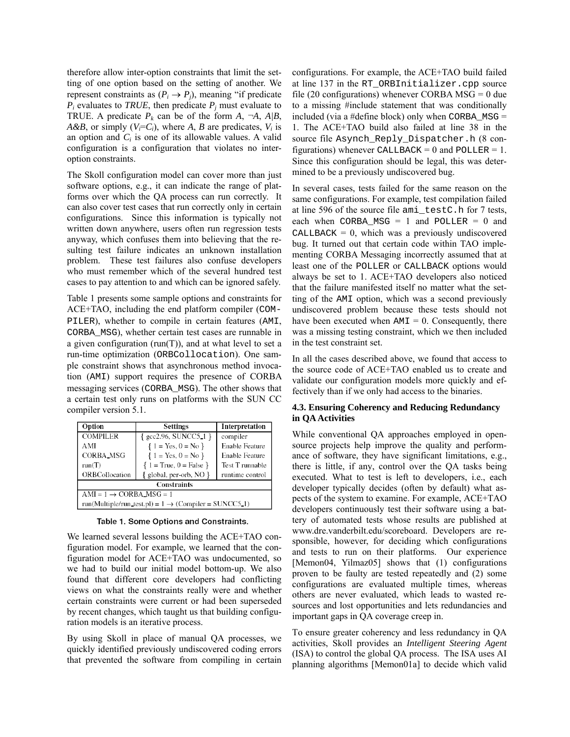therefore allow inter-option constraints that limit the setting of one option based on the setting of another. We represent constraints as ($P_i \rightarrow P_j$), meaning "if predicate $P_i$ evaluates to *TRUE*, then predicate $P_j$ must evaluate to TRUE. A predicate $P_k$ can be of the form $A$, $\neg A$, $A|B$, $A\&B$, or simply ($V_i$=$C_i$), where $A$, $B$ are predicates, $V_i$ is an option and $C_i$ is one of its allowable values. A valid configuration is a configuration that violates no inter-option constraints.

The Skoll configuration model can cover more than just software options, e.g., it can indicate the range of platforms over which the QA process can run correctly. It can also cover test cases that run correctly only in certain configurations. Since this information is typically not written down anywhere, users often run regression tests anyway, which confuses them into believing that the resulting test failure indicates an unknown installation problem. These test failures also confuse developers who must remember which of the several hundred test cases to pay attention to and which can be ignored safely.

Table 1 presents some sample options and constraints for ACE+TAO, including the end platform compiler (`COMPILER`), whether to compile in certain features (`AMI`, `CORBA_MSG`), whether certain test cases are runnable in a given configuration (run(T)), and at what level to set a run-time optimization (`ORBCollocation`). One sample constraint shows that asynchronous method invocation (`AMI`) support requires the presence of CORBA messaging services (`CORBA_MSG`). The other shows that a certain test only runs on platforms with the SUN CC compiler version 5.1.

| Option | Settings | Interpretation |
|---|---|---|
| COMPILER | { gcc2.96, SUNCC5_1 } | compiler |
| AMI | { 1 = Yes, 0 = No } | Enable Feature |
| CORBA_MSG | { 1 = Yes, 0 = No } | Enable Feature |
| run(T) | { 1 = True, 0 = False } | Test T runnable |
| ORBCollocation | { global, per-orb, NO } | runtime control |
| **Constraints** | | |
| AMI = 1 → CORBA_MSG = 1 | | |
| run(Multiple/run_test.pl) = 1 → (Compiler = SUNCC5_1) | | |

Table 1. Some Options and Constraints.

We learned several lessons building the ACE+TAO configuration model. For example, we learned that the configuration model for ACE+TAO was undocumented, so we had to build our initial model bottom-up. We also found that different core developers had conflicting views on what the constraints really were and whether certain constraints were current or had been superseded by recent changes, which taught us that building configuration models is an iterative process.

By using Skoll in place of manual QA processes, we quickly identified previously undiscovered coding errors that prevented the software from compiling in certain configurations. For example, the ACE+TAO build failed at line 137 in the `RT_ORBInitializer.cpp` source file (20 configurations) whenever CORBA MSG = 0 due to a missing #include statement that was conditionally included (via a #define block) only when `CORBA_MSG` = 1. The ACE+TAO build also failed at line 38 in the source file `Asynch_Reply_Dispatcher.h` (8 configurations) whenever `CALLBACK` = 0 and `POLLER` = 1. Since this configuration should be legal, this was determined to be a previously undiscovered bug.

In several cases, tests failed for the same reason on the same configurations. For example, test compilation failed at line 596 of the source file `ami_testC.h` for 7 tests, each when `CORBA_MSG` = 1 and `POLLER` = 0 and `CALLBACK` = 0, which was a previously undiscovered bug. It turned out that certain code within TAO implementing CORBA Messaging incorrectly assumed that at least one of the `POLLER` or `CALLBACK` options would always be set to 1. ACE+TAO developers also noticed that the failure manifested itself no matter what the setting of the `AMI` option, which was a second previously undiscovered problem because these tests should not have been executed when `AMI` = 0. Consequently, there was a missing testing constraint, which we then included in the test constraint set.

In all the cases described above, we found that access to the source code of ACE+TAO enabled us to create and validate our configuration models more quickly and effectively than if we only had access to the binaries.

### 4.3. Ensuring Coherency and Reducing Redundancy in QA Activities

While conventional QA approaches employed in open-source projects help improve the quality and performance of software, they have significant limitations, e.g., there is little, if any, control over the QA tasks being executed. What to test is left to developers, i.e., each developer typically decides (often by default) what aspects of the system to examine. For example, ACE+TAO developers continuously test their software using a battery of automated tests whose results are published at www.dre.vanderbilt.edu/scoreboard. Developers are responsible, however, for deciding which configurations and tests to run on their platforms. Our experience [Memon04, Yilmaz05] shows that (1) configurations proven to be faulty are tested repeatedly and (2) some configurations are evaluated multiple times, whereas others are never evaluated, which leads to wasted resources and lost opportunities and lets redundancies and important gaps in QA coverage creep in.

To ensure greater coherency and less redundancy in QA activities, Skoll provides an *Intelligent Steering Agent* (ISA) to control the global QA process. The ISA uses AI planning algorithms [Memon01a] to decide which valid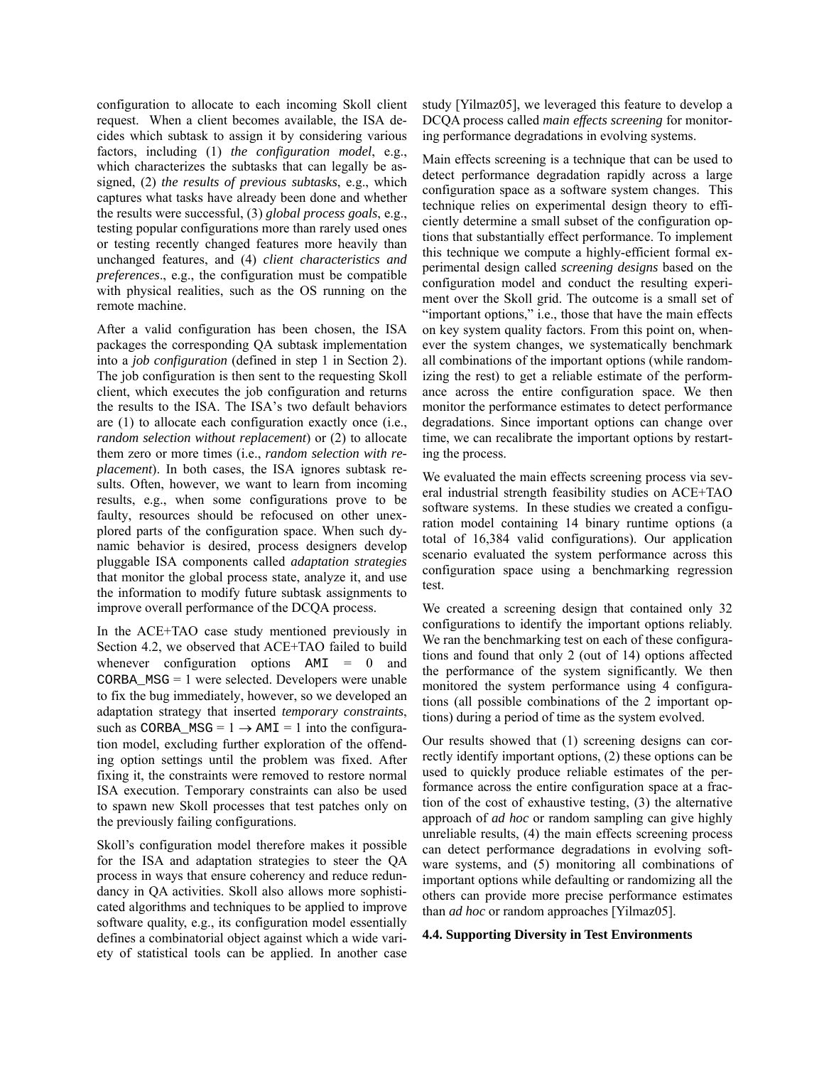configuration to allocate to each incoming Skoll client request. When a client becomes available, the ISA decides which subtask to assign it by considering various factors, including (1) *the configuration model*, e.g., which characterizes the subtasks that can legally be assigned, (2) *the results of previous subtasks*, e.g., which captures what tasks have already been done and whether the results were successful, (3) *global process goals*, e.g., testing popular configurations more than rarely used ones or testing recently changed features more heavily than unchanged features, and (4) *client characteristics and preferences*., e.g., the configuration must be compatible with physical realities, such as the OS running on the remote machine.

After a valid configuration has been chosen, the ISA packages the corresponding QA subtask implementation into a *job configuration* (defined in step 1 in Section 2). The job configuration is then sent to the requesting Skoll client, which executes the job configuration and returns the results to the ISA. The ISA's two default behaviors are (1) to allocate each configuration exactly once (i.e., *random selection without replacement*) or (2) to allocate them zero or more times (i.e., *random selection with replacement*). In both cases, the ISA ignores subtask results. Often, however, we want to learn from incoming results, e.g., when some configurations prove to be faulty, resources should be refocused on other unexplored parts of the configuration space. When such dynamic behavior is desired, process designers develop pluggable ISA components called *adaptation strategies* that monitor the global process state, analyze it, and use the information to modify future subtask assignments to improve overall performance of the DCQA process.

In the ACE+TAO case study mentioned previously in Section 4.2, we observed that ACE+TAO failed to build whenever configuration options `AMI` = 0 and `CORBA_MSG` = 1 were selected. Developers were unable to fix the bug immediately, however, so we developed an adaptation strategy that inserted *temporary constraints*, such as `CORBA_MSG` = 1 $\rightarrow$ `AMI` = 1 into the configuration model, excluding further exploration of the offending option settings until the problem was fixed. After fixing it, the constraints were removed to restore normal ISA execution. Temporary constraints can also be used to spawn new Skoll processes that test patches only on the previously failing configurations.

Skoll's configuration model therefore makes it possible for the ISA and adaptation strategies to steer the QA process in ways that ensure coherency and reduce redundancy in QA activities. Skoll also allows more sophisticated algorithms and techniques to be applied to improve software quality, e.g., its configuration model essentially defines a combinatorial object against which a wide variety of statistical tools can be applied. In another case study [Yilmaz05], we leveraged this feature to develop a DCQA process called *main effects screening* for monitoring performance degradations in evolving systems.

Main effects screening is a technique that can be used to detect performance degradation rapidly across a large configuration space as a software system changes. This technique relies on experimental design theory to efficiently determine a small subset of the configuration options that substantially effect performance. To implement this technique we compute a highly-efficient formal experimental design called *screening designs* based on the configuration model and conduct the resulting experiment over the Skoll grid. The outcome is a small set of "important options," i.e., those that have the main effects on key system quality factors. From this point on, whenever the system changes, we systematically benchmark all combinations of the important options (while randomizing the rest) to get a reliable estimate of the performance across the entire configuration space. We then monitor the performance estimates to detect performance degradations. Since important options can change over time, we can recalibrate the important options by restarting the process.

We evaluated the main effects screening process via several industrial strength feasibility studies on ACE+TAO software systems. In these studies we created a configuration model containing 14 binary runtime options (a total of 16,384 valid configurations). Our application scenario evaluated the system performance across this configuration space using a benchmarking regression test.

We created a screening design that contained only 32 configurations to identify the important options reliably. We ran the benchmarking test on each of these configurations and found that only 2 (out of 14) options affected the performance of the system significantly. We then monitored the system performance using 4 configurations (all possible combinations of the 2 important options) during a period of time as the system evolved.

Our results showed that (1) screening designs can correctly identify important options, (2) these options can be used to quickly produce reliable estimates of the performance across the entire configuration space at a fraction of the cost of exhaustive testing, (3) the alternative approach of *ad hoc* or random sampling can give highly unreliable results, (4) the main effects screening process can detect performance degradations in evolving software systems, and (5) monitoring all combinations of important options while defaulting or randomizing all the others can provide more precise performance estimates than *ad hoc* or random approaches [Yilmaz05].

### 4.4. Supporting Diversity in Test Environments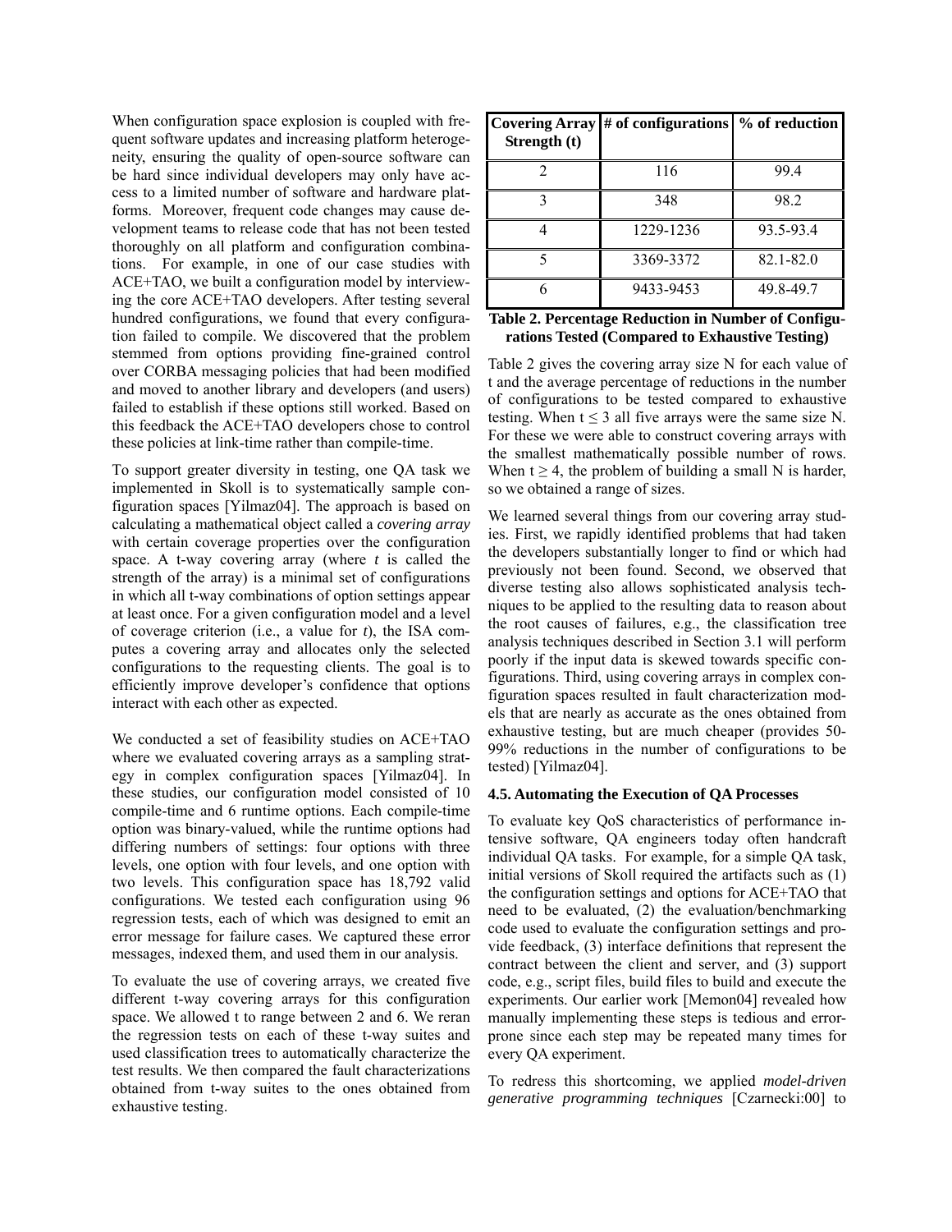When configuration space explosion is coupled with frequent software updates and increasing platform heterogeneity, ensuring the quality of open-source software can be hard since individual developers may only have access to a limited number of software and hardware platforms. Moreover, frequent code changes may cause development teams to release code that has not been tested thoroughly on all platform and configuration combinations. For example, in one of our case studies with ACE+TAO, we built a configuration model by interviewing the core ACE+TAO developers. After testing several hundred configurations, we found that every configuration failed to compile. We discovered that the problem stemmed from options providing fine-grained control over CORBA messaging policies that had been modified and moved to another library and developers (and users) failed to establish if these options still worked. Based on this feedback the ACE+TAO developers chose to control these policies at link-time rather than compile-time.

To support greater diversity in testing, one QA task we implemented in Skoll is to systematically sample configuration spaces [Yilmaz04]. The approach is based on calculating a mathematical object called a *covering array* with certain coverage properties over the configuration space. A t-way covering array (where *t* is called the strength of the array) is a minimal set of configurations in which all t-way combinations of option settings appear at least once. For a given configuration model and a level of coverage criterion (i.e., a value for *t*), the ISA computes a covering array and allocates only the selected configurations to the requesting clients. The goal is to efficiently improve developer's confidence that options interact with each other as expected.

We conducted a set of feasibility studies on ACE+TAO where we evaluated covering arrays as a sampling strategy in complex configuration spaces [Yilmaz04]. In these studies, our configuration model consisted of 10 compile-time and 6 runtime options. Each compile-time option was binary-valued, while the runtime options had differing numbers of settings: four options with three levels, one option with four levels, and one option with two levels. This configuration space has 18,792 valid configurations. We tested each configuration using 96 regression tests, each of which was designed to emit an error message for failure cases. We captured these error messages, indexed them, and used them in our analysis.

To evaluate the use of covering arrays, we created five different t-way covering arrays for this configuration space. We allowed t to range between 2 and 6. We reran the regression tests on each of these t-way suites and used classification trees to automatically characterize the test results. We then compared the fault characterizations obtained from t-way suites to the ones obtained from exhaustive testing.

| Covering Array Strength (t) | # of configurations | % of reduction |
|---|---|---|
| 2 | 116 | 99.4 |
| 3 | 348 | 98.2 |
| 4 | 1229-1236 | 93.5-93.4 |
| 5 | 3369-3372 | 82.1-82.0 |
| 6 | 9433-9453 | 49.8-49.7 |

**Table 2. Percentage Reduction in Number of Configurations Tested (Compared to Exhaustive Testing)**

Table 2 gives the covering array size N for each value of t and the average percentage of reductions in the number of configurations to be tested compared to exhaustive testing. When $t \leq 3$ all five arrays were the same size N. For these we were able to construct covering arrays with the smallest mathematically possible number of rows. When $t \geq 4$, the problem of building a small N is harder, so we obtained a range of sizes.

We learned several things from our covering array studies. First, we rapidly identified problems that had taken the developers substantially longer to find or which had previously not been found. Second, we observed that diverse testing also allows sophisticated analysis techniques to be applied to the resulting data to reason about the root causes of failures, e.g., the classification tree analysis techniques described in Section 3.1 will perform poorly if the input data is skewed towards specific configurations. Third, using covering arrays in complex configuration spaces resulted in fault characterization models that are nearly as accurate as the ones obtained from exhaustive testing, but are much cheaper (provides 50-99% reductions in the number of configurations to be tested) [Yilmaz04].

### 4.5. Automating the Execution of QA Processes

To evaluate key QoS characteristics of performance intensive software, QA engineers today often handcraft individual QA tasks. For example, for a simple QA task, initial versions of Skoll required the artifacts such as (1) the configuration settings and options for ACE+TAO that need to be evaluated, (2) the evaluation/benchmarking code used to evaluate the configuration settings and provide feedback, (3) interface definitions that represent the contract between the client and server, and (3) support code, e.g., script files, build files to build and execute the experiments. Our earlier work [Memon04] revealed how manually implementing these steps is tedious and error-prone since each step may be repeated many times for every QA experiment.

To redress this shortcoming, we applied *model-driven generative programming techniques* [Czarnecki:00] to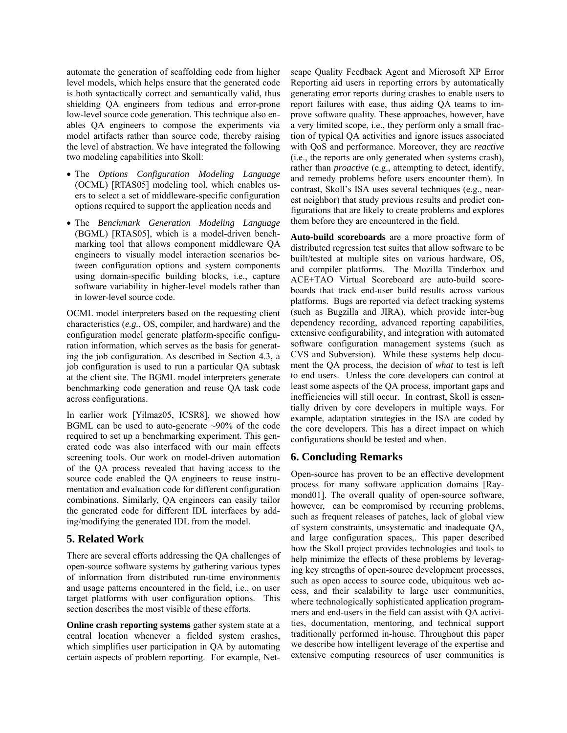automate the generation of scaffolding code from higher level models, which helps ensure that the generated code is both syntactically correct and semantically valid, thus shielding QA engineers from tedious and error-prone low-level source code generation. This technique also enables QA engineers to compose the experiments via model artifacts rather than source code, thereby raising the level of abstraction. We have integrated the following two modeling capabilities into Skoll:

- The *Options Configuration Modeling Language* (OCML) [RTAS05] modeling tool, which enables users to select a set of middleware-specific configuration options required to support the application needs and
- The *Benchmark Generation Modeling Language* (BGML) [RTAS05], which is a model-driven benchmarking tool that allows component middleware QA engineers to visually model interaction scenarios between configuration options and system components using domain-specific building blocks, i.e., capture software variability in higher-level models rather than in lower-level source code.

OCML model interpreters based on the requesting client characteristics (*e.g.*, OS, compiler, and hardware) and the configuration model generate platform-specific configuration information, which serves as the basis for generating the job configuration. As described in Section 4.3, a job configuration is used to run a particular QA subtask at the client site. The BGML model interpreters generate benchmarking code generation and reuse QA task code across configurations.

In earlier work [Yilmaz05, ICSR8], we showed how BGML can be used to auto-generate ~90% of the code required to set up a benchmarking experiment. This generated code was also interfaced with our main effects screening tools. Our work on model-driven automation of the QA process revealed that having access to the source code enabled the QA engineers to reuse instrumentation and evaluation code for different configuration combinations. Similarly, QA engineers can easily tailor the generated code for different IDL interfaces by adding/modifying the generated IDL from the model.

## 5. Related Work

There are several efforts addressing the QA challenges of open-source software systems by gathering various types of information from distributed run-time environments and usage patterns encountered in the field, i.e., on user target platforms with user configuration options. This section describes the most visible of these efforts.

**Online crash reporting systems** gather system state at a central location whenever a fielded system crashes, which simplifies user participation in QA by automating certain aspects of problem reporting. For example, Netscape Quality Feedback Agent and Microsoft XP Error Reporting aid users in reporting errors by automatically generating error reports during crashes to enable users to report failures with ease, thus aiding QA teams to improve software quality. These approaches, however, have a very limited scope, i.e., they perform only a small fraction of typical QA activities and ignore issues associated with QoS and performance. Moreover, they are *reactive* (i.e., the reports are only generated when systems crash), rather than *proactive* (e.g., attempting to detect, identify, and remedy problems before users encounter them). In contrast, Skoll's ISA uses several techniques (e.g., nearest neighbor) that study previous results and predict configurations that are likely to create problems and explores them before they are encountered in the field.

**Auto-build scoreboards** are a more proactive form of distributed regression test suites that allow software to be built/tested at multiple sites on various hardware, OS, and compiler platforms. The Mozilla Tinderbox and ACE+TAO Virtual Scoreboard are auto-build scoreboards that track end-user build results across various platforms. Bugs are reported via defect tracking systems (such as Bugzilla and JIRA), which provide inter-bug dependency recording, advanced reporting capabilities, extensive configurability, and integration with automated software configuration management systems (such as CVS and Subversion). While these systems help document the QA process, the decision of *what* to test is left to end users. Unless the core developers can control at least some aspects of the QA process, important gaps and inefficiencies will still occur. In contrast, Skoll is essentially driven by core developers in multiple ways. For example, adaptation strategies in the ISA are coded by the core developers. This has a direct impact on which configurations should be tested and when.

## 6. Concluding Remarks

Open-source has proven to be an effective development process for many software application domains [Raymond01]. The overall quality of open-source software, however, can be compromised by recurring problems, such as frequent releases of patches, lack of global view of system constraints, unsystematic and inadequate QA, and large configuration spaces,. This paper described how the Skoll project provides technologies and tools to help minimize the effects of these problems by leveraging key strengths of open-source development processes, such as open access to source code, ubiquitous web access, and their scalability to large user communities, where technologically sophisticated application programmers and end-users in the field can assist with QA activities, documentation, mentoring, and technical support traditionally performed in-house. Throughout this paper we describe how intelligent leverage of the expertise and extensive computing resources of user communities is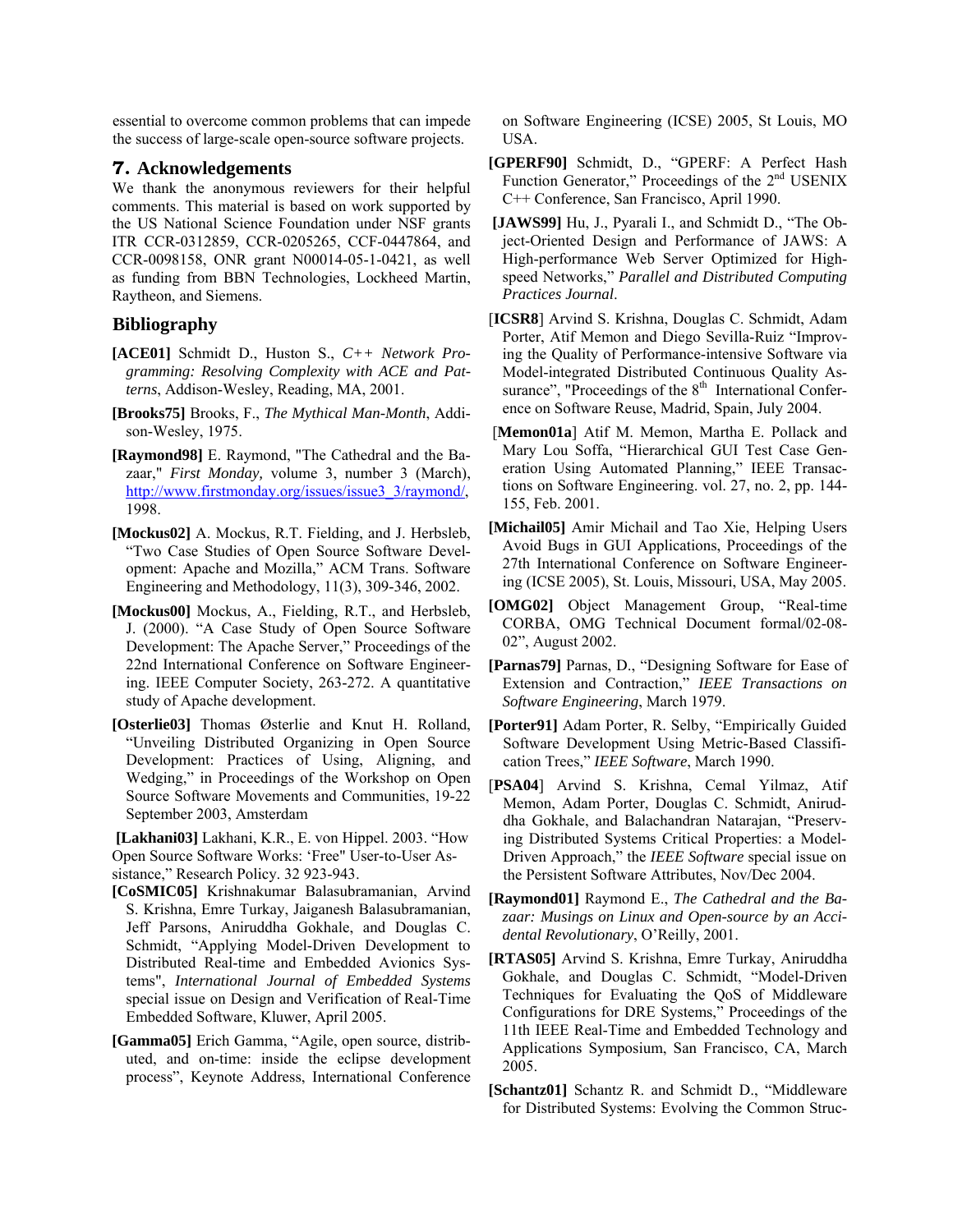essential to overcome common problems that can impede the success of large-scale open-source software projects.

## 7. Acknowledgements

We thank the anonymous reviewers for their helpful comments. This material is based on work supported by the US National Science Foundation under NSF grants ITR CCR-0312859, CCR-0205265, CCF-0447864, and CCR-0098158, ONR grant N00014-05-1-0421, as well as funding from BBN Technologies, Lockheed Martin, Raytheon, and Siemens.

## Bibliography

**[ACE01]** Schmidt D., Huston S., *C++ Network Programming: Resolving Complexity with ACE and Patterns*, Addison-Wesley, Reading, MA, 2001.

**[Brooks75]** Brooks, F., *The Mythical Man-Month*, Addison-Wesley, 1975.

**[Raymond98]** E. Raymond, "The Cathedral and the Bazaar," *First Monday,* volume 3, number 3 (March), http://www.firstmonday.org/issues/issue3_3/raymond/, 1998.

**[Mockus02]** A. Mockus, R.T. Fielding, and J. Herbsleb, "Two Case Studies of Open Source Software Development: Apache and Mozilla," ACM Trans. Software Engineering and Methodology, 11(3), 309-346, 2002.

**[Mockus00]** Mockus, A., Fielding, R.T., and Herbsleb, J. (2000). "A Case Study of Open Source Software Development: The Apache Server," Proceedings of the 22nd International Conference on Software Engineering. IEEE Computer Society, 263-272. A quantitative study of Apache development.

**[Osterlie03]** Thomas Østerlie and Knut H. Rolland, "Unveiling Distributed Organizing in Open Source Development: Practices of Using, Aligning, and Wedging," in Proceedings of the Workshop on Open Source Software Movements and Communities, 19-22 September 2003, Amsterdam

**[Lakhani03]** Lakhani, K.R., E. von Hippel. 2003. "How Open Source Software Works: 'Free" User-to-User Assistance," Research Policy. 32 923-943.

**[CoSMIC05]** Krishnakumar Balasubramanian, Arvind S. Krishna, Emre Turkay, Jaiganesh Balasubramanian, Jeff Parsons, Aniruddha Gokhale, and Douglas C. Schmidt, "Applying Model-Driven Development to Distributed Real-time and Embedded Avionics Systems", *International Journal of Embedded Systems* special issue on Design and Verification of Real-Time Embedded Software, Kluwer, April 2005.

**[Gamma05]** Erich Gamma, "Agile, open source, distributed, and on-time: inside the eclipse development process", Keynote Address, International Conference on Software Engineering (ICSE) 2005, St Louis, MO USA.

**[GPERF90]** Schmidt, D., "GPERF: A Perfect Hash Function Generator," Proceedings of the 2nd USENIX C++ Conference, San Francisco, April 1990.

**[JAWS99]** Hu, J., Pyarali I., and Schmidt D., "The Object-Oriented Design and Performance of JAWS: A High-performance Web Server Optimized for High-speed Networks," *Parallel and Distributed Computing Practices Journal*.

[**ICSR8**] Arvind S. Krishna, Douglas C. Schmidt, Adam Porter, Atif Memon and Diego Sevilla-Ruiz "Improving the Quality of Performance-intensive Software via Model-integrated Distributed Continuous Quality Assurance", "Proceedings of the 8th International Conference on Software Reuse, Madrid, Spain, July 2004.

[**Memon01a**] Atif M. Memon, Martha E. Pollack and Mary Lou Soffa, "Hierarchical GUI Test Case Generation Using Automated Planning," IEEE Transactions on Software Engineering. vol. 27, no. 2, pp. 144-155, Feb. 2001.

**[Michail05]** Amir Michail and Tao Xie, Helping Users Avoid Bugs in GUI Applications, Proceedings of the 27th International Conference on Software Engineering (ICSE 2005), St. Louis, Missouri, USA, May 2005.

**[OMG02]** Object Management Group, "Real-time CORBA, OMG Technical Document formal/02-08-02", August 2002.

**[Parnas79]** Parnas, D., "Designing Software for Ease of Extension and Contraction," *IEEE Transactions on Software Engineering*, March 1979.

**[Porter91]** Adam Porter, R. Selby, "Empirically Guided Software Development Using Metric-Based Classification Trees," *IEEE Software*, March 1990.

[**PSA04**] Arvind S. Krishna, Cemal Yilmaz, Atif Memon, Adam Porter, Douglas C. Schmidt, Aniruddha Gokhale, and Balachandran Natarajan, "Preserving Distributed Systems Critical Properties: a Model-Driven Approach," the *IEEE Software* special issue on the Persistent Software Attributes, Nov/Dec 2004.

**[Raymond01]** Raymond E., *The Cathedral and the Bazaar: Musings on Linux and Open-source by an Accidental Revolutionary*, O'Reilly, 2001.

**[RTAS05]** Arvind S. Krishna, Emre Turkay, Aniruddha Gokhale, and Douglas C. Schmidt, "Model-Driven Techniques for Evaluating the QoS of Middleware Configurations for DRE Systems," Proceedings of the 11th IEEE Real-Time and Embedded Technology and Applications Symposium, San Francisco, CA, March 2005.

**[Schantz01]** Schantz R. and Schmidt D., "Middleware for Distributed Systems: Evolving the Common Struc-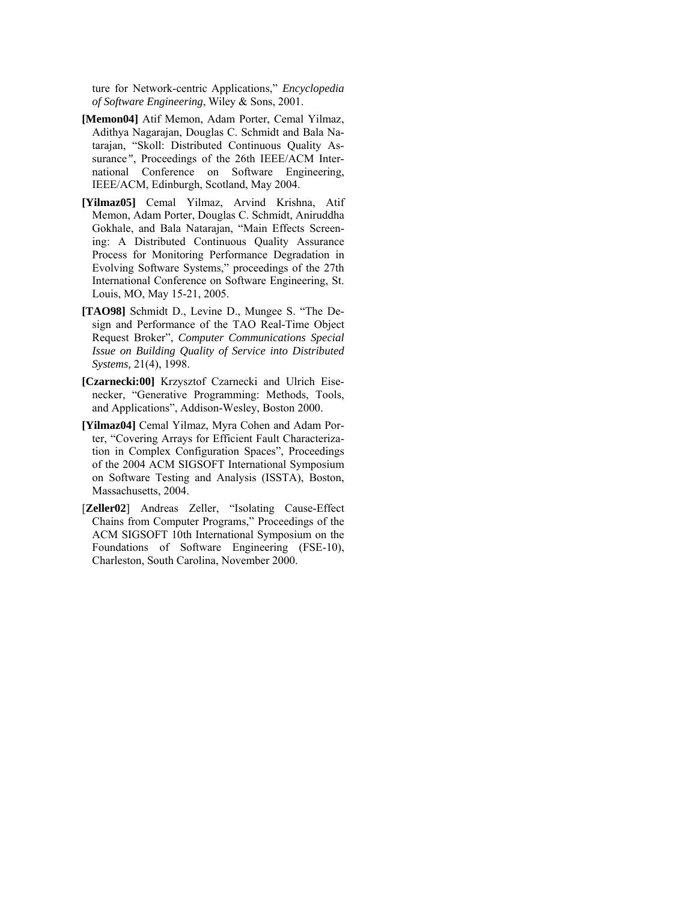ture for Network-centric Applications," *Encyclopedia of Software Engineering*, Wiley & Sons, 2001.

**[Memon04]** Atif Memon, Adam Porter, Cemal Yilmaz, Adithya Nagarajan, Douglas C. Schmidt and Bala Natarajan, "Skoll: Distributed Continuous Quality Assurance", Proceedings of the 26th IEEE/ACM International Conference on Software Engineering, IEEE/ACM, Edinburgh, Scotland, May 2004.

**[Yilmaz05]** Cemal Yilmaz, Arvind Krishna, Atif Memon, Adam Porter, Douglas C. Schmidt, Aniruddha Gokhale, and Bala Natarajan, "Main Effects Screening: A Distributed Continuous Quality Assurance Process for Monitoring Performance Degradation in Evolving Software Systems," proceedings of the 27th International Conference on Software Engineering, St. Louis, MO, May 15-21, 2005.

**[TAO98]** Schmidt D., Levine D., Mungee S. "The Design and Performance of the TAO Real-Time Object Request Broker", *Computer Communications Special Issue on Building Quality of Service into Distributed Systems,* 21(4), 1998.

**[Czarnecki:00]** Krzysztof Czarnecki and Ulrich Eisenecker, "Generative Programming: Methods, Tools, and Applications", Addison-Wesley, Boston 2000.

**[Yilmaz04]** Cemal Yilmaz, Myra Cohen and Adam Porter, "Covering Arrays for Efficient Fault Characterization in Complex Configuration Spaces", Proceedings of the 2004 ACM SIGSOFT International Symposium on Software Testing and Analysis (ISSTA), Boston, Massachusetts, 2004.

[**Zeller02**] Andreas Zeller, "Isolating Cause-Effect Chains from Computer Programs," Proceedings of the ACM SIGSOFT 10th International Symposium on the Foundations of Software Engineering (FSE-10), Charleston, South Carolina, November 2000.